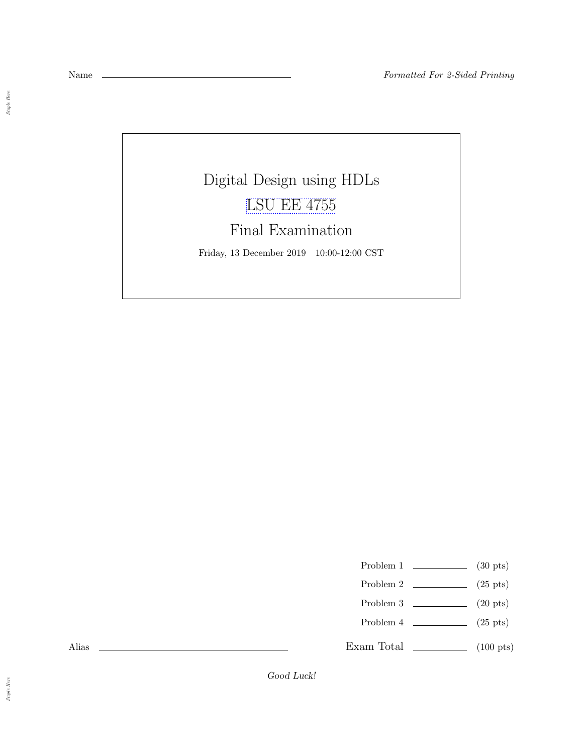Name ______________________________ *Formatted For 2-Sided Printing*

# Digital Design using HDLs

## LSU EE 4755

## Final Examination

Friday, 13 December 2019 10:00-12:00 CST

| | | |
|---|---|---|
| Problem 1 | ______ | (30 pts) |
| Problem 2 | ______ | (25 pts) |
| Problem 3 | ______ | (20 pts) |
| Problem 4 | ______ | (25 pts) |
| Exam Total | ______ | (100 pts) |

Alias ______________________________

*Good Luck!*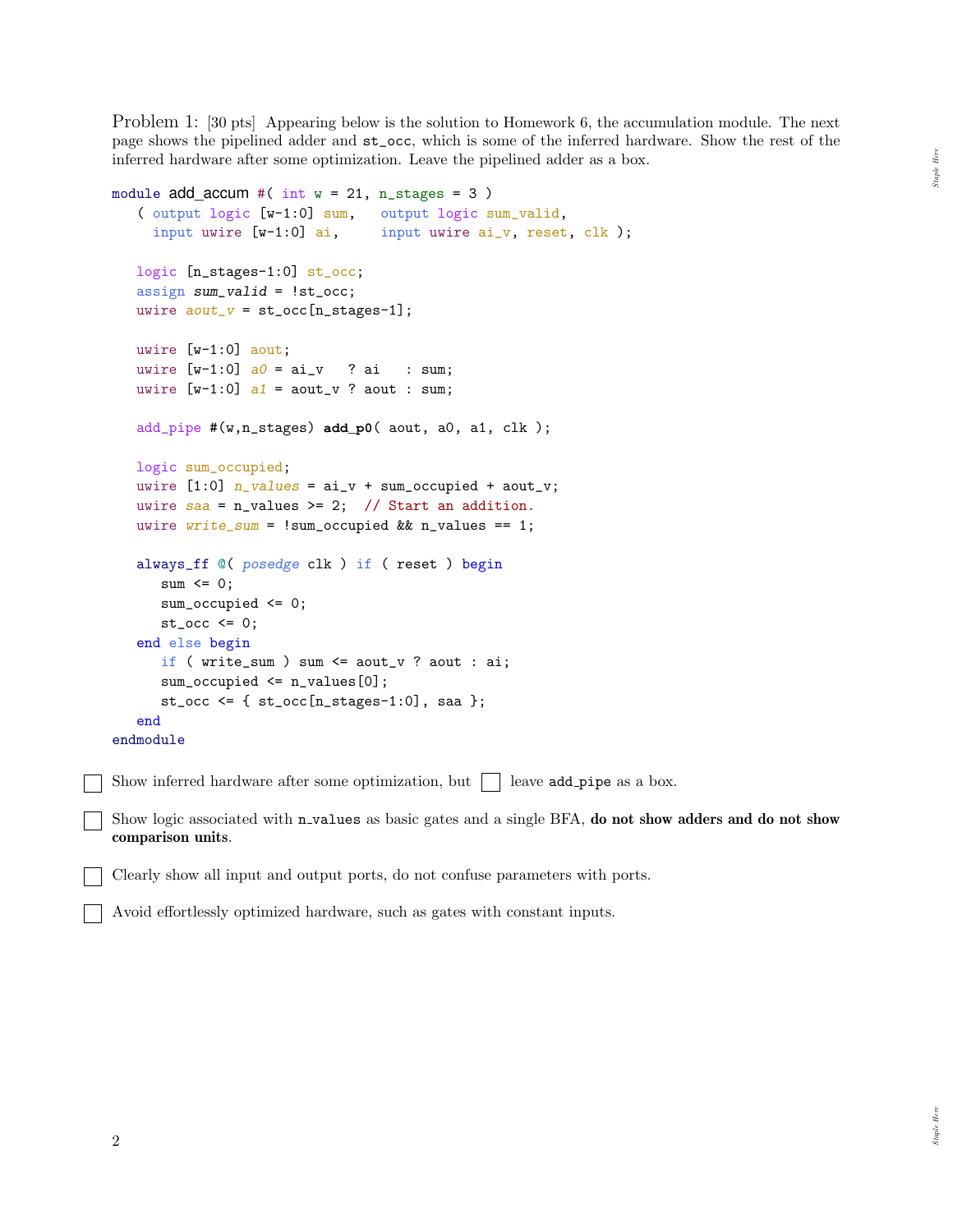Problem 1: [30 pts] Appearing below is the solution to Homework 6, the accumulation module. The next page shows the pipelined adder and `st_occ`, which is some of the inferred hardware. Show the rest of the inferred hardware after some optimization. Leave the pipelined adder as a box.

```
module add_accum #( int w = 21, n_stages = 3 )
   ( output logic [w-1:0] sum,   output logic sum_valid,
     input uwire [w-1:0] ai,     input uwire ai_v, reset, clk );

   logic [n_stages-1:0] st_occ;
   assign sum_valid = !st_occ;
   uwire aout_v = st_occ[n_stages-1];

   uwire [w-1:0] aout;
   uwire [w-1:0] a0 = ai_v   ? ai   : sum;
   uwire [w-1:0] a1 = aout_v ? aout : sum;

   add_pipe #(w,n_stages) add_p0( aout, a0, a1, clk );

   logic sum_occupied;
   uwire [1:0] n_values = ai_v + sum_occupied + aout_v;
   uwire saa = n_values >= 2;  // Start an addition.
   uwire write_sum = !sum_occupied && n_values == 1;

   always_ff @( posedge clk ) if ( reset ) begin
      sum <= 0;
      sum_occupied <= 0;
      st_occ <= 0;
   end else begin
      if ( write_sum ) sum <= aout_v ? aout : ai;
      sum_occupied <= n_values[0];
      st_occ <= { st_occ[n_stages-1:0], saa };
   end
endmodule
```

☐ Show inferred hardware after some optimization, but ☐ leave `add_pipe` as a box.

☐ Show logic associated with `n_values` as basic gates and a single BFA, **do not show adders and do not show comparison units**.

☐ Clearly show all input and output ports, do not confuse parameters with ports.

☐ Avoid effortlessly optimized hardware, such as gates with constant inputs.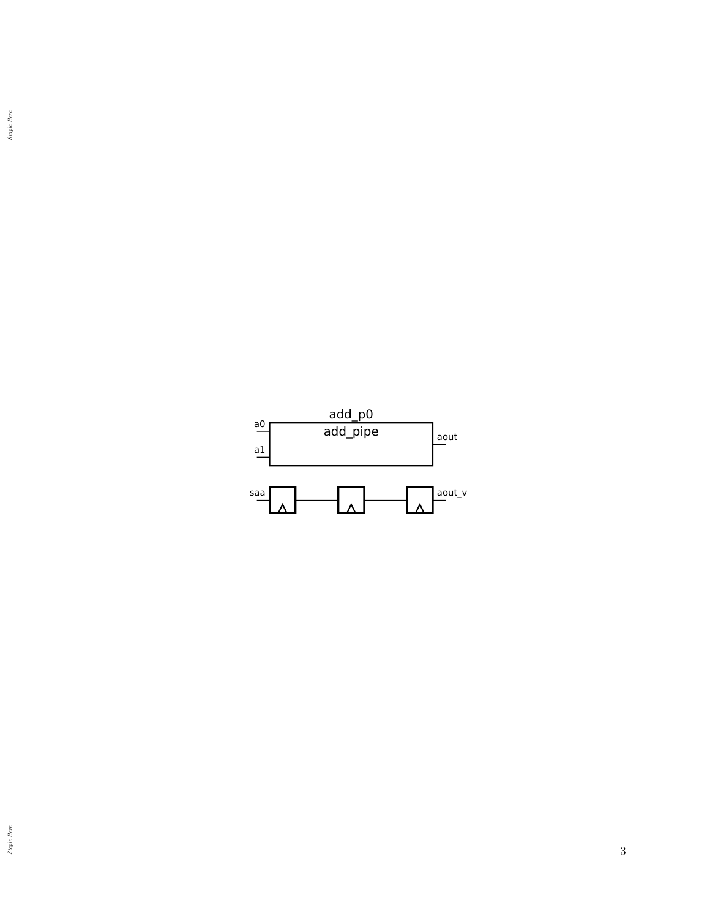add_p0

add_pipe

a0

a1

aout

saa

aout_v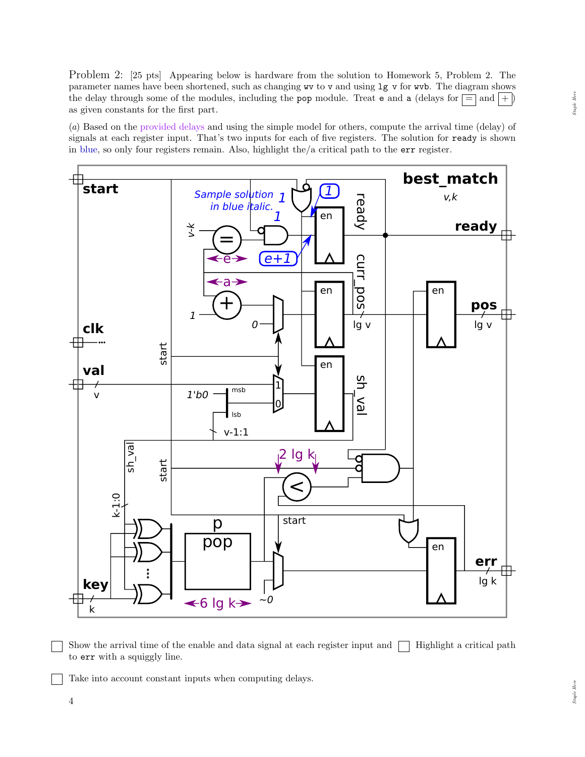Problem 2: [25 pts] Appearing below is hardware from the solution to Homework 5, Problem 2. The parameter names have been shortened, such as changing `wv` to `v` and using `lg v` for `wvb`. The diagram shows the delay through some of the modules, including the `pop` module. Treat `e` and `a` (delays for [=] and [+]) as given constants for the first part.

(*a*) Based on the provided delays and using the simple model for others, compute the arrival time (delay) of signals at each register input. That's two inputs for each of five registers. The solution for `ready` is shown in blue, so only four registers remain. Also, highlight the/a critical path to the `err` register.

☐ Show the arrival time of the enable and data signal at each register input and to `err` with a squiggly line.

☐ Highlight a critical path

☐ Take into account constant inputs when computing delays.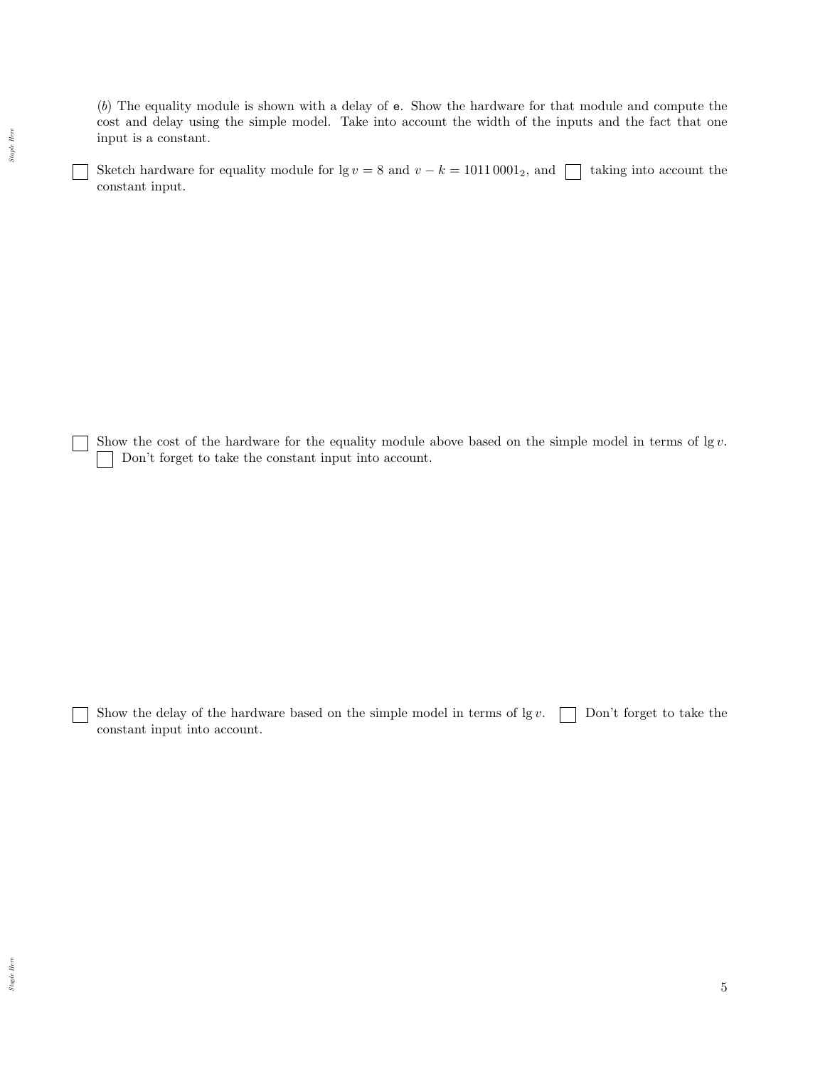(*b*) The equality module is shown with a delay of `e`. Show the hardware for that module and compute the cost and delay using the simple model. Take into account the width of the inputs and the fact that one input is a constant.

☐ Sketch hardware for equality module for $\lg v = 8$ and $v - k = 1011\,0001_2$, and ☐ taking into account the constant input.

☐ Show the cost of the hardware for the equality module above based on the simple model in terms of $\lg v$. ☐ Don't forget to take the constant input into account.

☐ Show the delay of the hardware based on the simple model in terms of $\lg v$. ☐ Don't forget to take the constant input into account.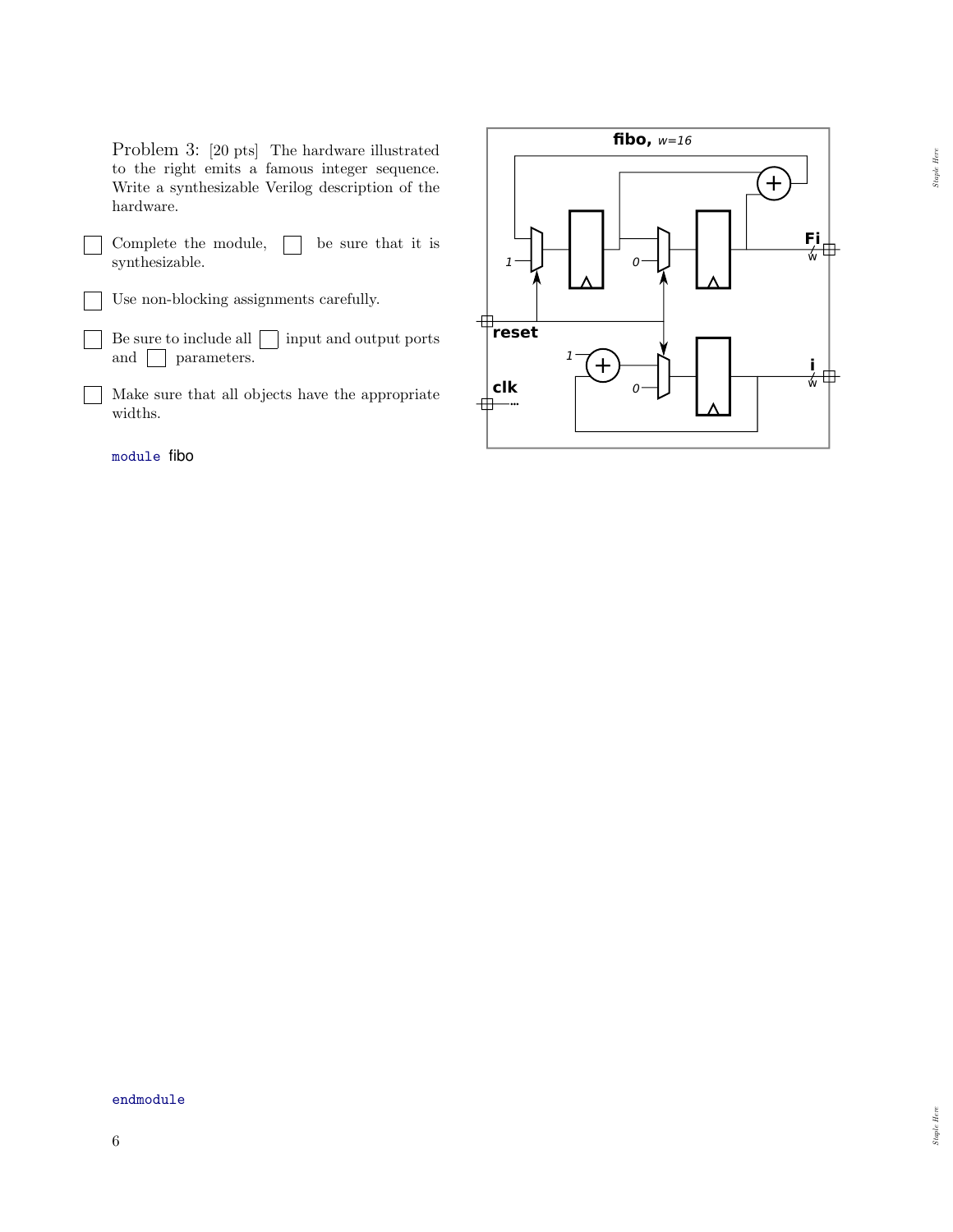Problem 3: [20 pts] The hardware illustrated to the right emits a famous integer sequence. Write a synthesizable Verilog description of the hardware.

- ☐ Complete the module, ☐ be sure that it is synthesizable.
- ☐ Use non-blocking assignments carefully.
- ☐ Be sure to include all ☐ input and output ports and ☐ parameters.
- ☐ Make sure that all objects have the appropriate widths.

**fibo,** *w=16*

1 0 1 0

**Fi** w

**reset**

**i** w

**clk**

```
module fibo
```

```
endmodule
```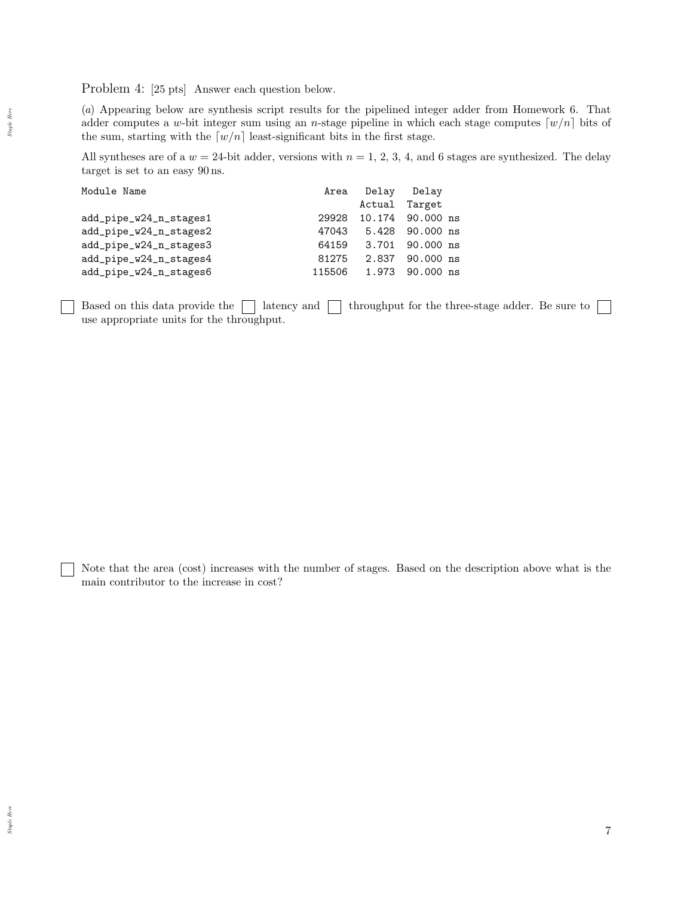Problem 4: [25 pts] Answer each question below.

(*a*) Appearing below are synthesis script results for the pipelined integer adder from Homework 6. That adder computes a $w$-bit integer sum using an $n$-stage pipeline in which each stage computes $\lceil w/n \rceil$ bits of the sum, starting with the $\lceil w/n \rceil$ least-significant bits in the first stage.

All syntheses are of a $w = 24$-bit adder, versions with $n = 1$, 2, 3, 4, and 6 stages are synthesized. The delay target is set to an easy 90 ns.

```
Module Name                          Area   Delay   Delay
                                            Actual  Target
add_pipe_w24_n_stages1              29928  10.174  90.000 ns
add_pipe_w24_n_stages2              47043   5.428  90.000 ns
add_pipe_w24_n_stages3              64159   3.701  90.000 ns
add_pipe_w24_n_stages4              81275   2.837  90.000 ns
add_pipe_w24_n_stages6             115506   1.973  90.000 ns
```

☐ Based on this data provide the ☐ latency and ☐ throughput for the three-stage adder. Be sure to ☐ use appropriate units for the throughput.

☐ Note that the area (cost) increases with the number of stages. Based on the description above what is the main contributor to the increase in cost?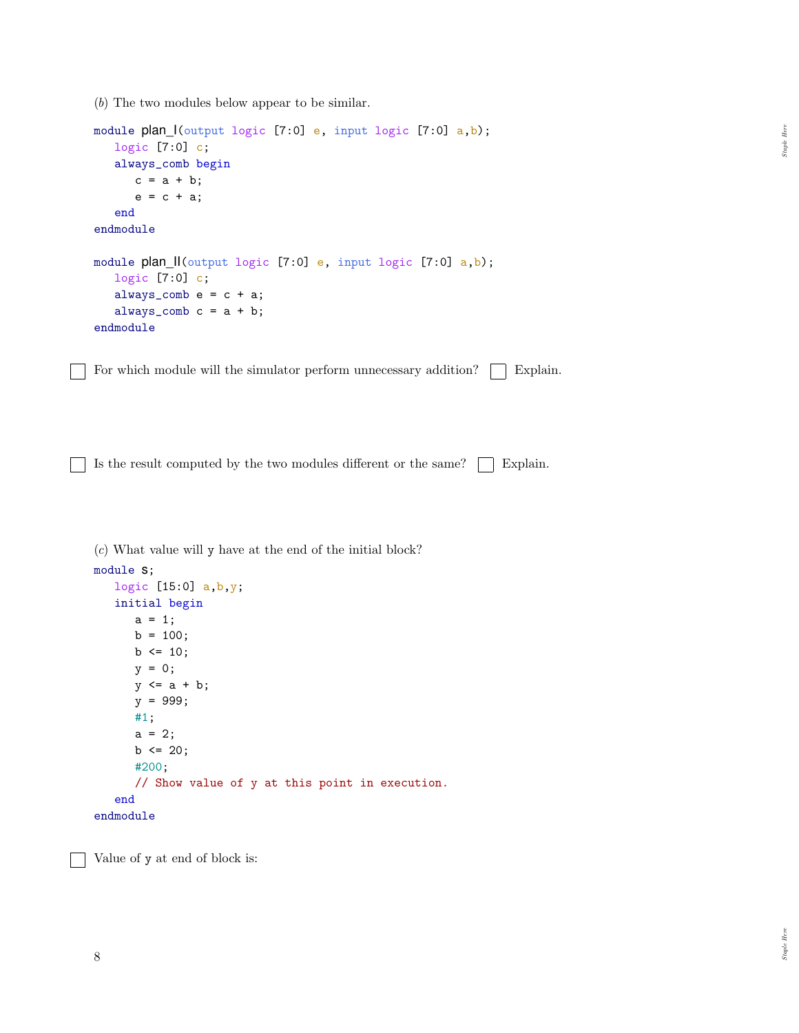(*b*) The two modules below appear to be similar.

```
module plan_I(output logic [7:0] e, input logic [7:0] a,b);
   logic [7:0] c;
   always_comb begin
      c = a + b;
      e = c + a;
   end
endmodule

module plan_II(output logic [7:0] e, input logic [7:0] a,b);
   logic [7:0] c;
   always_comb e = c + a;
   always_comb c = a + b;
endmodule
```

☐ For which module will the simulator perform unnecessary addition? ☐ Explain.

☐ Is the result computed by the two modules different or the same? ☐ Explain.

(*c*) What value will y have at the end of the initial block?

```
module s;
   logic [15:0] a,b,y;
   initial begin
      a = 1;
      b = 100;
      b <= 10;
      y = 0;
      y <= a + b;
      y = 999;
      #1;
      a = 2;
      b <= 20;
      #200;
      // Show value of y at this point in execution.
   end
endmodule
```

☐ Value of y at end of block is: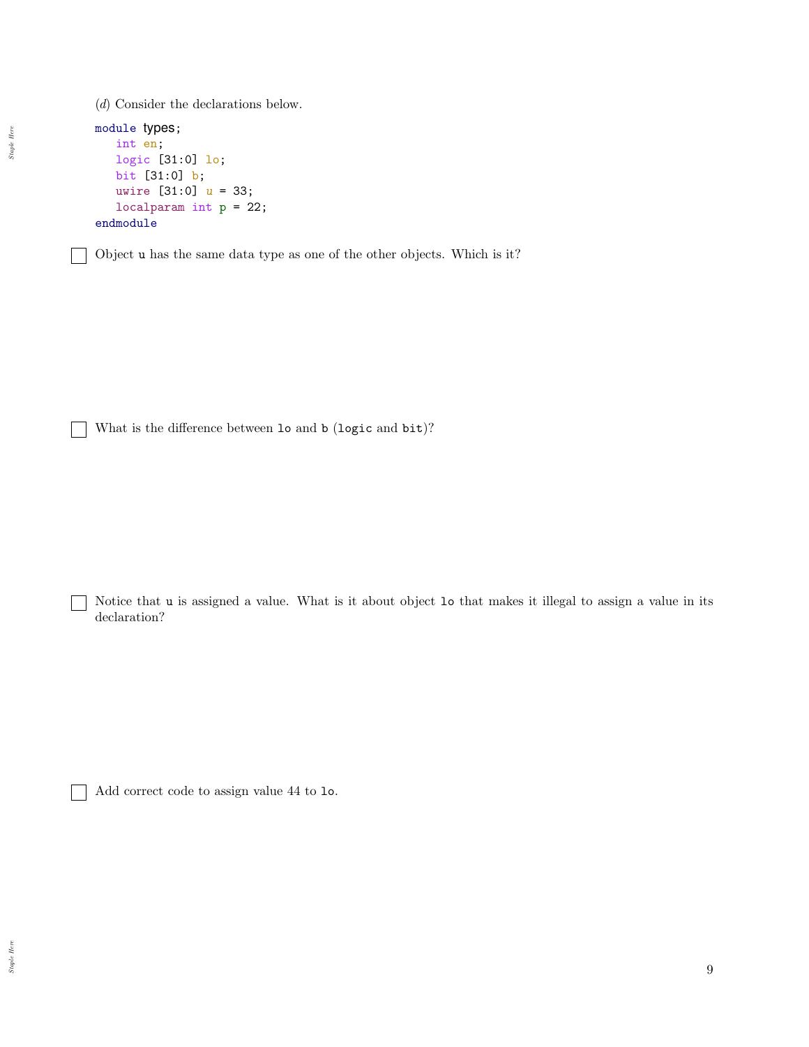(*d*) Consider the declarations below.

```
module types;
   int en;
   logic [31:0] lo;
   bit [31:0] b;
   uwire [31:0] u = 33;
   localparam int p = 22;
endmodule
```

☐ Object `u` has the same data type as one of the other objects. Which is it?

☐ What is the difference between `lo` and `b` (`logic` and `bit`)?

☐ Notice that `u` is assigned a value. What is it about object `lo` that makes it illegal to assign a value in its declaration?

☐ Add correct code to assign value 44 to `lo`.